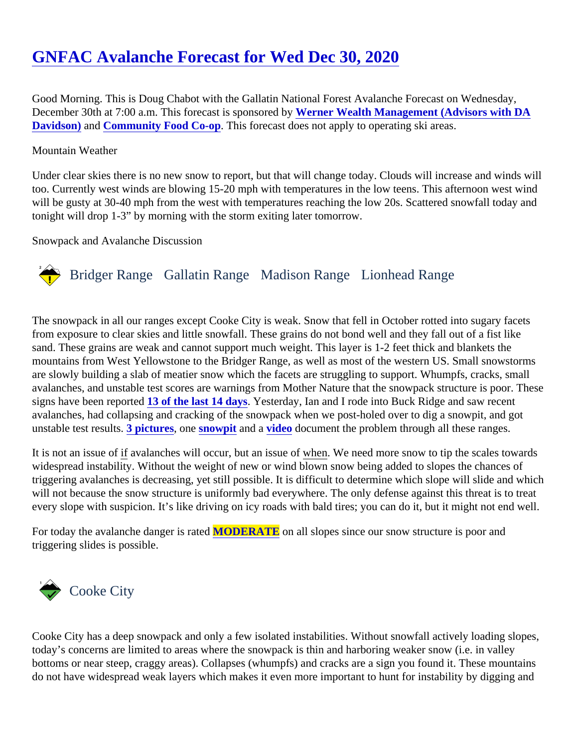# GNFAC Avalanche Forecast for Wed Dec 30, 2020

Good Morning. This is Doug Chabot with the Gallatin National Forest Avalanche Forecast on Wednesday, December 30th at 7:00 a.m. This forecast is sponsored by **Werner Wealth Management (Advisors with DA Davidson)** and **Community Food Co-op**. This forecast does not apply to operating ski areas.

Mountain Weather

Under clear skies there is no new snow to report, but that will change today. Clouds will increase and winds will too. Currently west winds are blowing 15-20 mph with temperatures in the low teens. This afternoon west wind will be gusty at 30-40 mph from the west with temperatures reaching the low 20s. Scattered snowfall today and tonight will drop 1-3" by morning with the storm exiting later tomorrow.

Snowpack and Avalanche Discussion

## Bridger Range Gallatin Range Madison Range Lionhead Range

The snowpack in all our ranges except Cooke City is weak. Snow that fell in October rotted into sugary facets from exposure to clear skies and little snowfall. These grains do not bond well and they fall out of a fist like sand. These grains are weak and cannot support much weight. This layer is 1-2 feet thick and blankets the mountains from West Yellowstone to the Bridger Range, as well as most of the western US. Small snowstorms are slowly building a slab of meatier snow which the facets are struggling to support. Whumpfs, cracks, small avalanches, and unstable test scores are warnings from Mother Nature that the snowpack structure is poor. These signs have been reported **13 of the last 14 days**. Yesterday, Ian and I rode into Buck Ridge and saw recent avalanches, had collapsing and cracking of the snowpack when we post-holed over to dig a snowpit, and got unstable test results. **3 pictures**, one **snowpit** and a **video** document the problem through all these ranges.

It is not an issue of if avalanches will occur, but an issue of when. We need more snow to tip the scales towards widespread instability. Without the weight of new or wind blown snow being added to slopes the chances of triggering avalanches is decreasing, yet still possible. It is difficult to determine which slope will slide and which will not because the snow structure is uniformly bad everywhere. The only defense against this threat is to treat every slope with suspicion. It's like driving on icy roads with bald tires; you can do it, but it might not end well.

For today the avalanche danger is rated **MODERATE** on all slopes since our snow structure is poor and triggering slides is possible.

## Cooke City

Cooke City has a deep snowpack and only a few isolated instabilities. Without snowfall actively loading slopes, today's concerns are limited to areas where the snowpack is thin and harboring weaker snow (i.e. in valley bottoms or near steep, craggy areas). Collapses (whumpfs) and cracks are a sign you found it. These mountains do not have widespread weak layers which makes it even more important to hunt for instability by digging and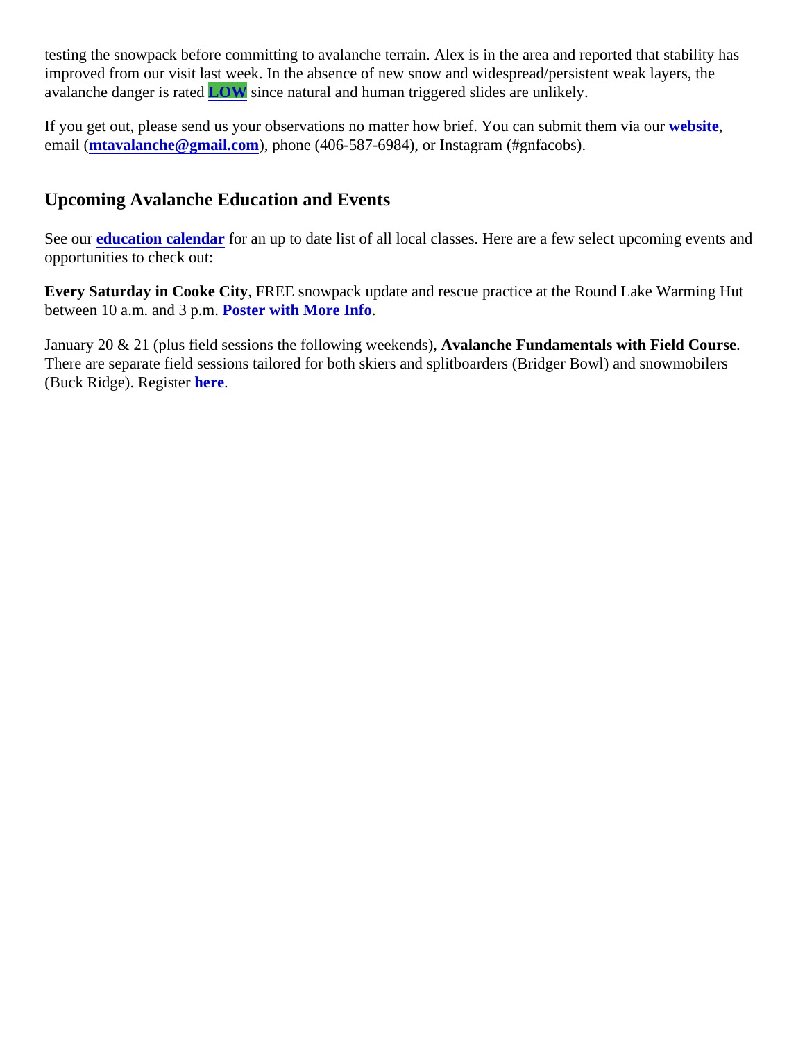testing the snowpack before committing to avalanche terrain. Alex is in the area and reported that stability has improved from our visit last week. In the absence of new snow and widespread/persistent weak layers, the avalanche danger is rated **LOW** since natural and human triggered slides are unlikely.

If you get out, please send us your observations no matter how brief. You can submit them via our **website**, email (**mtavalanche@gmail.com**), phone (406-587-6984), or Instagram (#gnfacobs).

## Upcoming Avalanche Education and Events

See our **education calendar** for an up to date list of all local classes. Here are a few select upcoming events and opportunities to check out:

**Every Saturday in Cooke City**, FREE snowpack update and rescue practice at the Round Lake Warming Hut between 10 a.m. and 3 p.m. **Poster with More Info**.

January 20 & 21 (plus field sessions the following weekends), **Avalanche Fundamentals with Field Course**. There are separate field sessions tailored for both skiers and splitboarders (Bridger Bowl) and snowmobilers (Buck Ridge). Register **here**.